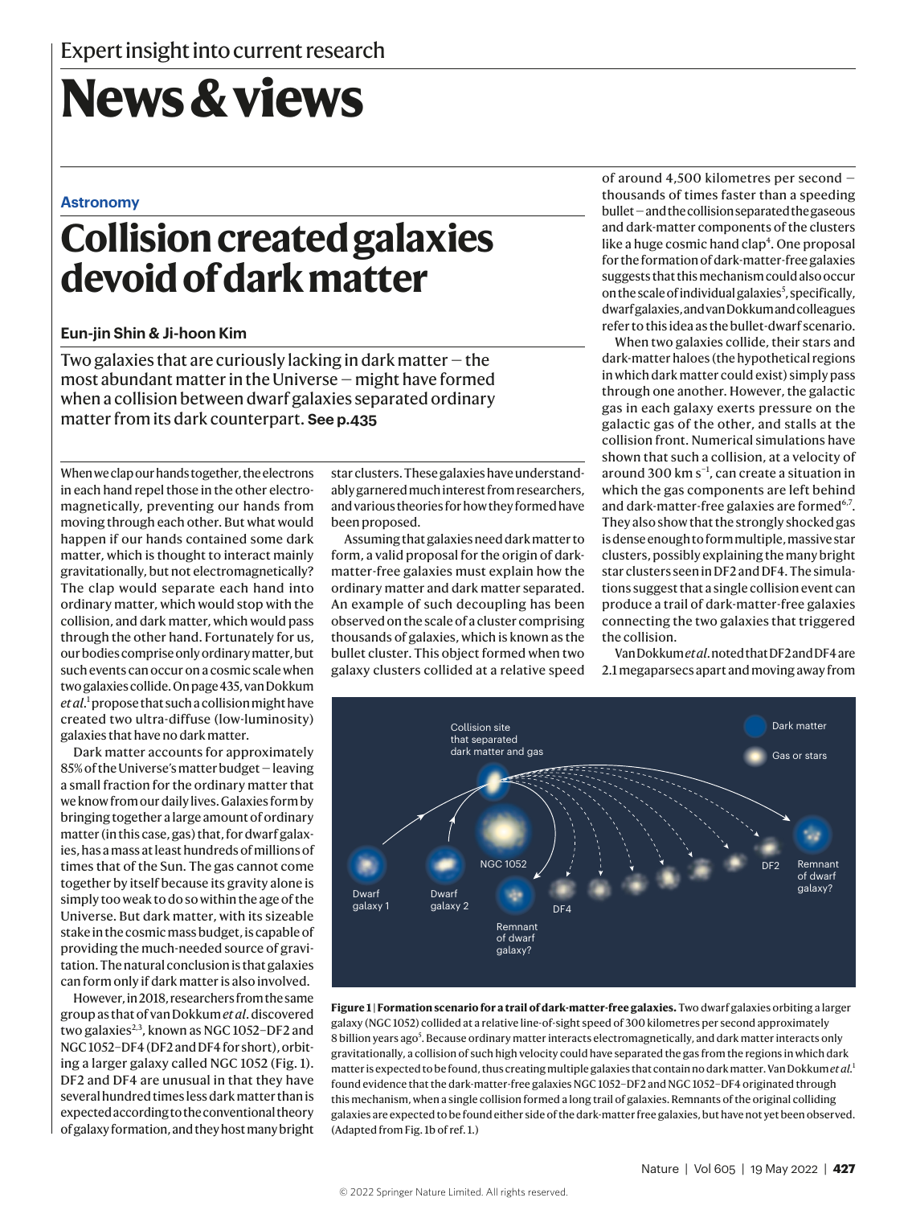Expert insight into current research

# News & views

**Astronomy**

## Collision created galaxies devoid of dark matter

**Eun-jin Shin & Ji-hoon Kim**

Two galaxies that are curiously lacking in dark matter — the most abundant matter in the Universe — might have formed when a collision between dwarf galaxies separated ordinary matter from its dark counterpart. **See p.435**

When we clap our hands together, the electrons in each hand repel those in the other electromagnetically, preventing our hands from moving through each other. But what would happen if our hands contained some dark matter, which is thought to interact mainly gravitationally, but not electromagnetically? The clap would separate each hand into ordinary matter, which would stop with the collision, and dark matter, which would pass through the other hand. Fortunately for us, our bodies comprise only ordinary matter, but such events can occur on a cosmic scale when two galaxies collide. On page 435, van Dokkum *et al.*[1] propose that such a collision might have created two ultra-diffuse (low-luminosity) galaxies that have no dark matter.

Dark matter accounts for approximately 85% of the Universe's matter budget — leaving a small fraction for the ordinary matter that we know from our daily lives. Galaxies form by bringing together a large amount of ordinary matter (in this case, gas) that, for dwarf galaxies, has a mass at least hundreds of millions of times that of the Sun. The gas cannot come together by itself because its gravity alone is simply too weak to do so within the age of the Universe. But dark matter, with its sizeable stake in the cosmic mass budget, is capable of providing the much-needed source of gravitation. The natural conclusion is that galaxies can form only if dark matter is also involved.

However, in 2018, researchers from the same group as that of van Dokkum *et al.* discovered two galaxies[2,3], known as NGC 1052–DF2 and NGC 1052–DF4 (DF2 and DF4 for short), orbiting a larger galaxy called NGC 1052 (Fig. 1). DF2 and DF4 are unusual in that they have several hundred times less dark matter than is expected according to the conventional theory of galaxy formation, and they host many bright star clusters. These galaxies have understandably garnered much interest from researchers, and various theories for how they formed have been proposed.

Assuming that galaxies need dark matter to form, a valid proposal for the origin of dark-matter-free galaxies must explain how the ordinary matter and dark matter separated. An example of such decoupling has been observed on the scale of a cluster comprising thousands of galaxies, which is known as the bullet cluster. This object formed when two galaxy clusters collided at a relative speed of around 4,500 kilometres per second — thousands of times faster than a speeding bullet — and the collision separated the gaseous and dark-matter components of the clusters like a huge cosmic hand clap[4]. One proposal for the formation of dark-matter-free galaxies suggests that this mechanism could also occur on the scale of individual galaxies[5], specifically, dwarf galaxies, and van Dokkum and colleagues refer to this idea as the bullet-dwarf scenario.

When two galaxies collide, their stars and dark-matter haloes (the hypothetical regions in which dark matter could exist) simply pass through one another. However, the galactic gas in each galaxy exerts pressure on the galactic gas of the other, and stalls at the collision front. Numerical simulations have shown that such a collision, at a velocity of around 300 km $s^{-1}$, can create a situation in which the gas components are left behind and dark-matter-free galaxies are formed[6,7]. They also show that the strongly shocked gas is dense enough to form multiple, massive star clusters, possibly explaining the many bright star clusters seen in DF2 and DF4. The simulations suggest that a single collision event can produce a trail of dark-matter-free galaxies connecting the two galaxies that triggered the collision.

Van Dokkum *et al.* noted that DF2 and DF4 are 2.1 megaparsecs apart and moving away from

**Figure 1 | Formation scenario for a trail of dark-matter-free galaxies.** Two dwarf galaxies orbiting a larger galaxy (NGC 1052) collided at a relative line-of-sight speed of 300 kilometres per second approximately 8 billion years ago[5]. Because ordinary matter interacts electromagnetically, and dark matter interacts only gravitationally, a collision of such high velocity could have separated the gas from the regions in which dark matter is expected to be found, thus creating multiple galaxies that contain no dark matter. Van Dokkum *et al.*[1] found evidence that the dark-matter-free galaxies NGC 1052–DF2 and NGC 1052–DF4 originated through this mechanism, when a single collision formed a long trail of galaxies. Remnants of the original colliding galaxies are expected to be found either side of the dark-matter free galaxies, but have not yet been observed. (Adapted from Fig. 1b of ref. 1.)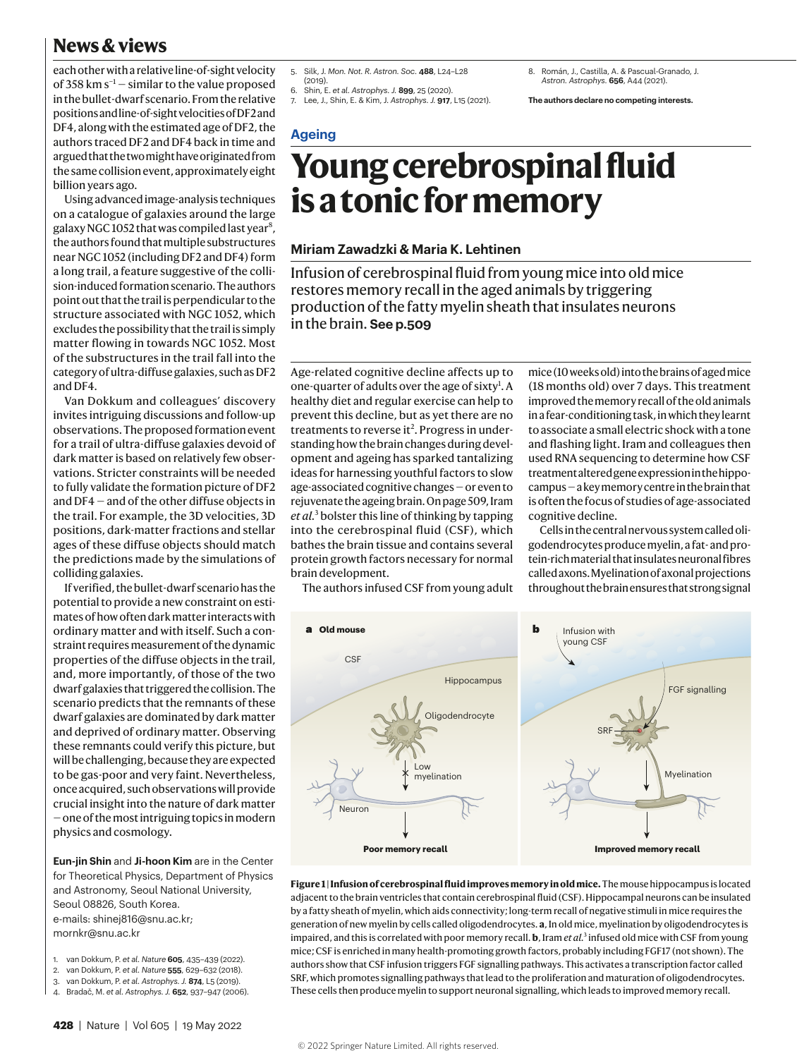each other with a relative line-of-sight velocity of 358 km s$^{-1}$ — similar to the value proposed in the bullet-dwarf scenario. From the relative positions and line-of-sight velocities of DF2 and DF4, along with the estimated age of DF2, the authors traced DF2 and DF4 back in time and argued that the two might have originated from the same collision event, approximately eight billion years ago.

Using advanced image-analysis techniques on a catalogue of galaxies around the large galaxy NGC 1052 that was compiled last year[8], the authors found that multiple substructures near NGC 1052 (including DF2 and DF4) form a long trail, a feature suggestive of the collision-induced formation scenario. The authors point out that the trail is perpendicular to the structure associated with NGC 1052, which excludes the possibility that the trail is simply matter flowing in towards NGC 1052. Most of the substructures in the trail fall into the category of ultra-diffuse galaxies, such as DF2 and DF4.

Van Dokkum and colleagues' discovery invites intriguing discussions and follow-up observations. The proposed formation event for a trail of ultra-diffuse galaxies devoid of dark matter is based on relatively few observations. Stricter constraints will be needed to fully validate the formation picture of DF2 and DF4 — and of the other diffuse objects in the trail. For example, the 3D velocities, 3D positions, dark-matter fractions and stellar ages of these diffuse objects should match the predictions made by the simulations of colliding galaxies.

If verified, the bullet-dwarf scenario has the potential to provide a new constraint on estimates of how often dark matter interacts with ordinary matter and with itself. Such a constraint requires measurement of the dynamic properties of the diffuse objects in the trail, and, more importantly, of those of the two dwarf galaxies that triggered the collision. The scenario predicts that the remnants of these dwarf galaxies are dominated by dark matter and deprived of ordinary matter. Observing these remnants could verify this picture, but will be challenging, because they are expected to be gas-poor and very faint. Nevertheless, once acquired, such observations will provide crucial insight into the nature of dark matter — one of the most intriguing topics in modern physics and cosmology.

**Eun-jin Shin** and **Ji-hoon Kim** are in the Center for Theoretical Physics, Department of Physics and Astronomy, Seoul National University, Seoul 08826, South Korea.
e-mails: shinej816@snu.ac.kr; mornkr@snu.ac.kr

1. van Dokkum, P. *et al. Nature* **605**, 435–439 (2022).
2. van Dokkum, P. *et al. Nature* **555**, 629–632 (2018).
3. van Dokkum, P. *et al. Astrophys. J.* **874**, L5 (2019).
4. Bradač, M. *et al. Astrophys. J.* **652**, 937–947 (2006).
5. Silk, J. *Mon. Not. R. Astron. Soc.* **488**, L24–L28 (2019).
6. Shin, E. *et al. Astrophys. J.* **899**, 25 (2020).
7. Lee, J., Shin, E. & Kim, J. *Astrophys. J.* **917**, L15 (2021).
8. Román, J., Castilla, A. & Pascual-Granado, J. *Astron. Astrophys.* **656**, A44 (2021).

**The authors declare no competing interests.**

Ageing

# Young cerebrospinal fluid is a tonic for memory

**Miriam Zawadzki & Maria K. Lehtinen**

Infusion of cerebrospinal fluid from young mice into old mice restores memory recall in the aged animals by triggering production of the fatty myelin sheath that insulates neurons in the brain. **See p.509**

Age-related cognitive decline affects up to one-quarter of adults over the age of sixty[1]. A healthy diet and regular exercise can help to prevent this decline, but as yet there are no treatments to reverse it[2]. Progress in understanding how the brain changes during development and ageing has sparked tantalizing ideas for harnessing youthful factors to slow age-associated cognitive changes — or even to rejuvenate the ageing brain. On page 509, Iram *et al.*[3] bolster this line of thinking by tapping into the cerebrospinal fluid (CSF), which bathes the brain tissue and contains several protein growth factors necessary for normal brain development.

The authors infused CSF from young adult mice (10 weeks old) into the brains of aged mice (18 months old) over 7 days. This treatment improved the memory recall of the old animals in a fear-conditioning task, in which they learnt to associate a small electric shock with a tone and flashing light. Iram and colleagues then used RNA sequencing to determine how CSF treatment altered gene expression in the hippocampus — a key memory centre in the brain that is often the focus of studies of age-associated cognitive decline.

Cells in the central nervous system called oligodendrocytes produce myelin, a fat- and protein-rich material that insulates neuronal fibres called axons. Myelination of axonal projections throughout the brain ensures that strong signal

**a** Old mouse
CSF
Hippocampus
Oligodendrocyte
Low myelination
Neuron
Poor memory recall

**b** Infusion with young CSF
FGF signalling
SRF
Myelination
Improved memory recall

**Figure 1 | Infusion of cerebrospinal fluid improves memory in old mice.** The mouse hippocampus is located adjacent to the brain ventricles that contain cerebrospinal fluid (CSF). Hippocampal neurons can be insulated by a fatty sheath of myelin, which aids connectivity; long-term recall of negative stimuli in mice requires the generation of new myelin by cells called oligodendrocytes. **a**, In old mice, myelination by oligodendrocytes is impaired, and this is correlated with poor memory recall. **b**, Iram *et al.*[3] infused old mice with CSF from young mice; CSF is enriched in many health-promoting growth factors, probably including FGF17 (not shown). The authors show that CSF infusion triggers FGF signalling pathways. This activates a transcription factor called SRF, which promotes signalling pathways that lead to the proliferation and maturation of oligodendrocytes. These cells then produce myelin to support neuronal signalling, which leads to improved memory recall.